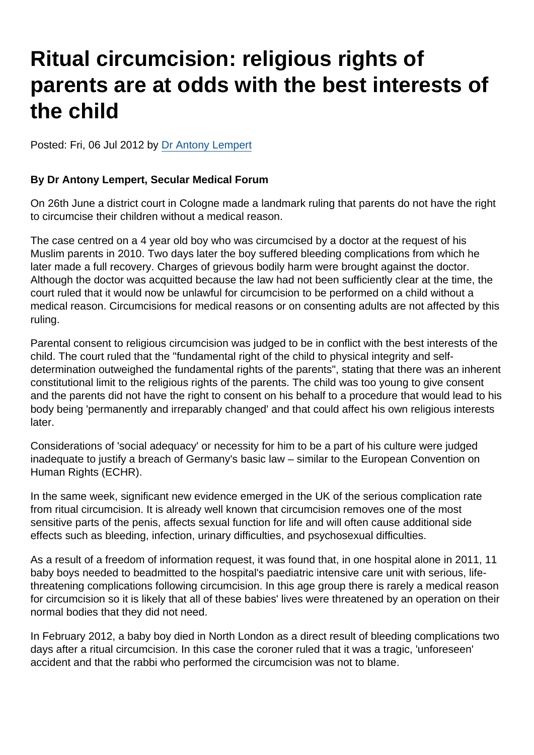# Ritual circumcision: religious rights of parents are at odds with the best interests of the child

Posted: Fri, 06 Jul 2012 by [Dr Antony Lempert]

**By Dr Antony Lempert, Secular Medical Forum**

On 26th June a district court in Cologne made a landmark ruling that parents do not have the right to circumcise their children without a medical reason.

The case centred on a 4 year old boy who was circumcised by a doctor at the request of his Muslim parents in 2010. Two days later the boy suffered bleeding complications from which he later made a full recovery. Charges of grievous bodily harm were brought against the doctor. Although the doctor was acquitted because the law had not been sufficiently clear at the time, the court ruled that it would now be unlawful for circumcision to be performed on a child without a medical reason. Circumcisions for medical reasons or on consenting adults are not affected by this ruling.

Parental consent to religious circumcision was judged to be in conflict with the best interests of the child. The court ruled that the "fundamental right of the child to physical integrity and self-determination outweighed the fundamental rights of the parents", stating that there was an inherent constitutional limit to the religious rights of the parents. The child was too young to give consent and the parents did not have the right to consent on his behalf to a procedure that would lead to his body being 'permanently and irreparably changed' and that could affect his own religious interests later.

Considerations of 'social adequacy' or necessity for him to be a part of his culture were judged inadequate to justify a breach of Germany's basic law – similar to the European Convention on Human Rights (ECHR).

In the same week, significant new evidence emerged in the UK of the serious complication rate from ritual circumcision. It is already well known that circumcision removes one of the most sensitive parts of the penis, affects sexual function for life and will often cause additional side effects such as bleeding, infection, urinary difficulties, and psychosexual difficulties.

As a result of a freedom of information request, it was found that, in one hospital alone in 2011, 11 baby boys needed to beadmitted to the hospital's paediatric intensive care unit with serious, life-threatening complications following circumcision. In this age group there is rarely a medical reason for circumcision so it is likely that all of these babies' lives were threatened by an operation on their normal bodies that they did not need.

In February 2012, a baby boy died in North London as a direct result of bleeding complications two days after a ritual circumcision. In this case the coroner ruled that it was a tragic, 'unforeseen' accident and that the rabbi who performed the circumcision was not to blame.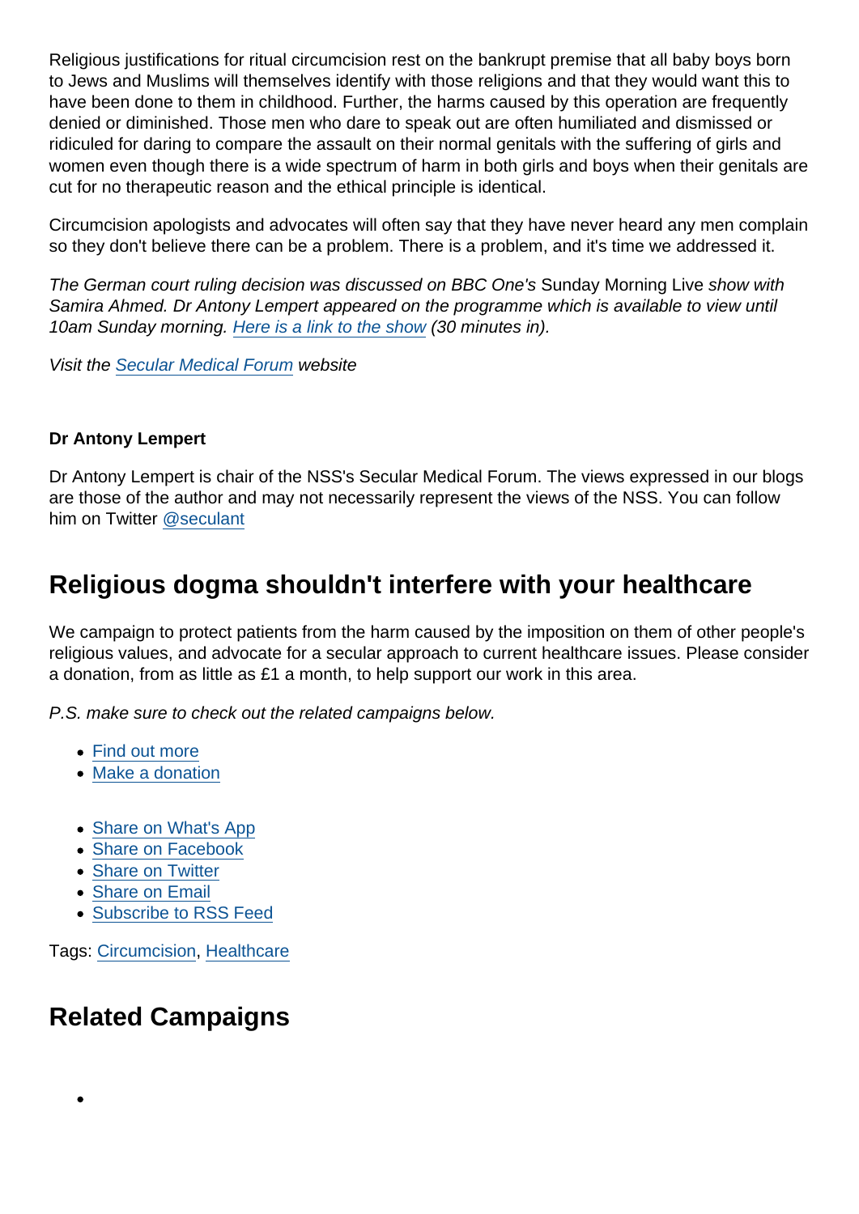Religious justifications for ritual circumcision rest on the bankrupt premise that all baby boys born to Jews and Muslims will themselves identify with those religions and that they would want this to have been done to them in childhood. Further, the harms caused by this operation are frequently denied or diminished. Those men who dare to speak out are often humiliated and dismissed or ridiculed for daring to compare the assault on their normal genitals with the suffering of girls and women even though there is a wide spectrum of harm in both girls and boys when their genitals are cut for no therapeutic reason and the ethical principle is identical.

Circumcision apologists and advocates will often say that they have never heard any men complain so they don't believe there can be a problem. There is a problem, and it's time we addressed it.

*The German court ruling decision was discussed on BBC One's* Sunday Morning Live *show with Samira Ahmed. Dr Antony Lempert appeared on the programme which is available to view until 10am Sunday morning. [Here is a link to the show](#) (30 minutes in).*

*Visit the [Secular Medical Forum](#) website*

**Dr Antony Lempert**

Dr Antony Lempert is chair of the NSS's Secular Medical Forum. The views expressed in our blogs are those of the author and may not necessarily represent the views of the NSS. You can follow him on Twitter [@seculant](#)

## Religious dogma shouldn't interfere with your healthcare

We campaign to protect patients from the harm caused by the imposition on them of other people's religious values, and advocate for a secular approach to current healthcare issues. Please consider a donation, from as little as £1 a month, to help support our work in this area.

*P.S. make sure to check out the related campaigns below.*

- [Find out more](#)
- [Make a donation](#)

- [Share on What's App](#)
- [Share on Facebook](#)
- [Share on Twitter](#)
- [Share on Email](#)
- [Subscribe to RSS Feed](#)

Tags: [Circumcision](#), [Healthcare](#)

## Related Campaigns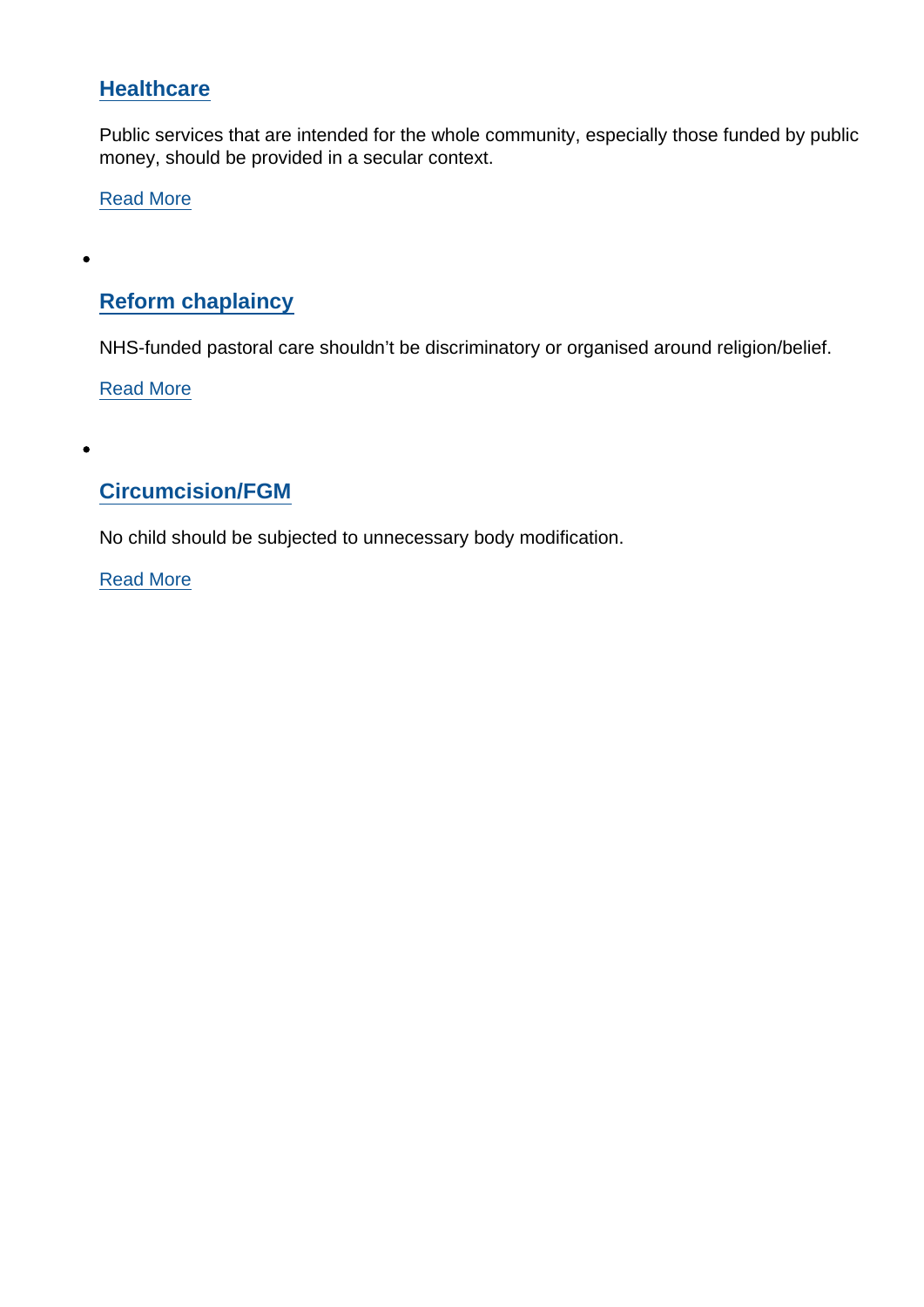### Healthcare

Public services that are intended for the whole community, especially those funded by public money, should be provided in a secular context.

Read More

- ### Reform chaplaincy

  NHS-funded pastoral care shouldn't be discriminatory or organised around religion/belief.

  Read More

- ### Circumcision/FGM

  No child should be subjected to unnecessary body modification.

  Read More